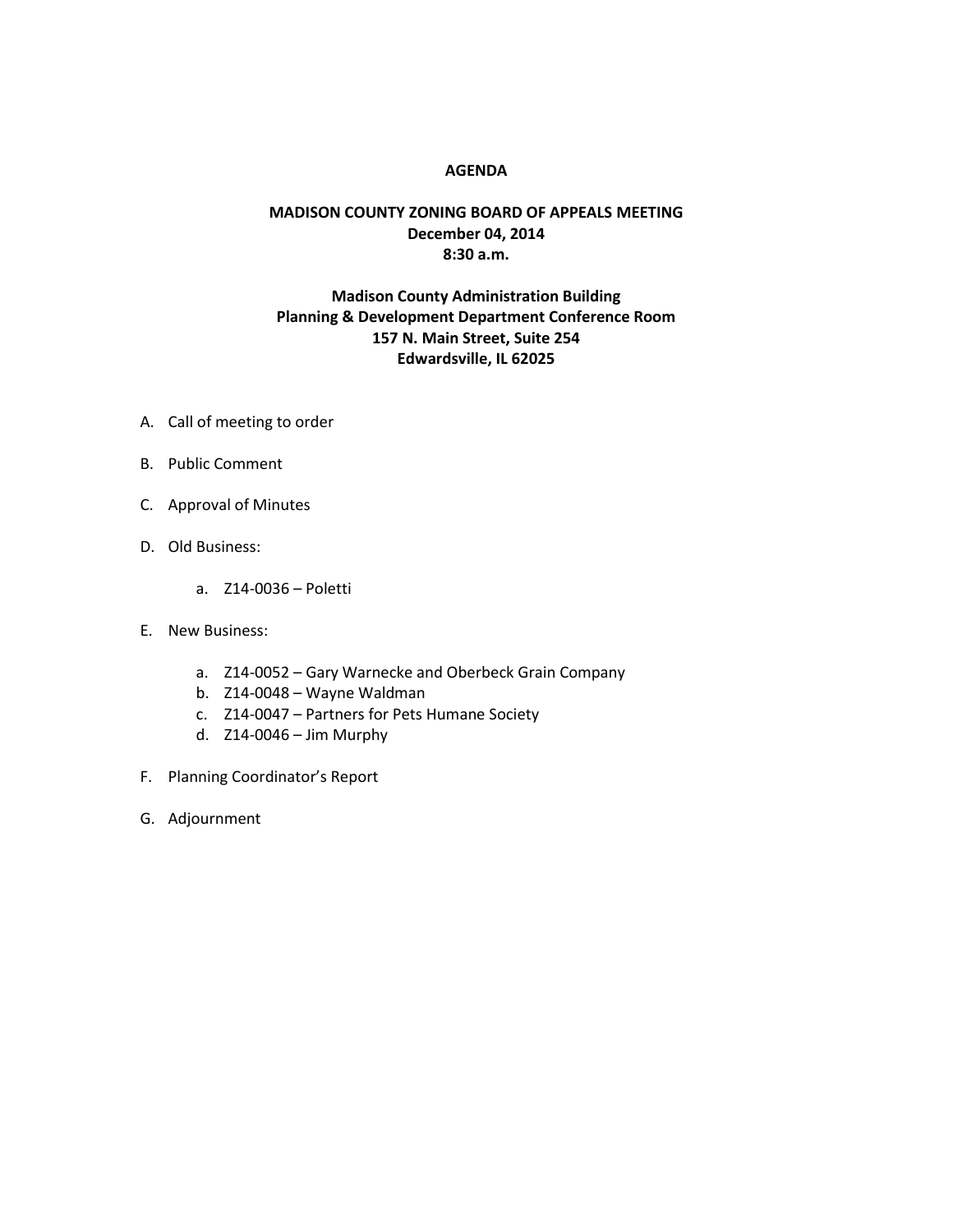# AGENDA

## MADISON COUNTY ZONING BOARD OF APPEALS MEETING
**December 04, 2014**
**8:30 a.m.**

**Madison County Administration Building**
**Planning & Development Department Conference Room**
**157 N. Main Street, Suite 254**
**Edwardsville, IL 62025**

A. Call of meeting to order

B. Public Comment

C. Approval of Minutes

D. Old Business:

   a. Z14-0036 – Poletti

E. New Business:

   a. Z14-0052 – Gary Warnecke and Oberbeck Grain Company
   b. Z14-0048 – Wayne Waldman
   c. Z14-0047 – Partners for Pets Humane Society
   d. Z14-0046 – Jim Murphy

F. Planning Coordinator's Report

G. Adjournment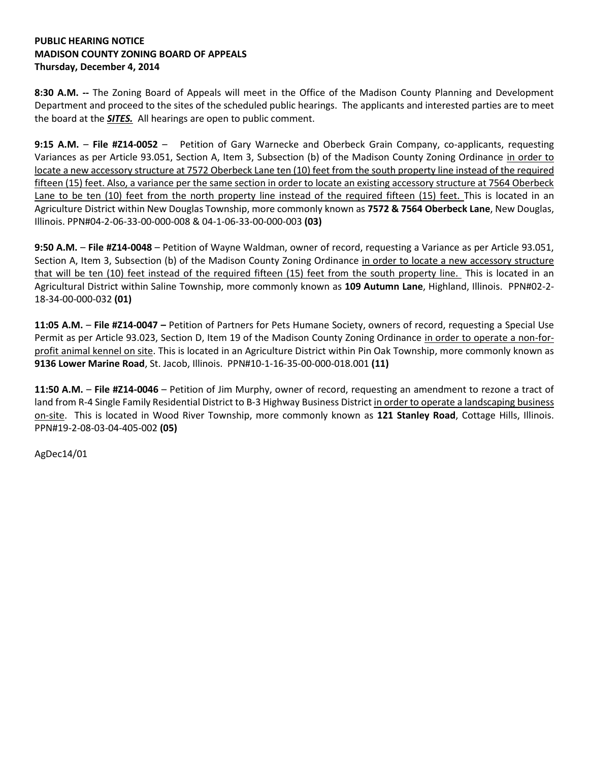**PUBLIC HEARING NOTICE**
**MADISON COUNTY ZONING BOARD OF APPEALS**
**Thursday, December 4, 2014**

**8:30 A.M. --** The Zoning Board of Appeals will meet in the Office of the Madison County Planning and Development Department and proceed to the sites of the scheduled public hearings. The applicants and interested parties are to meet the board at the ***SITES.*** All hearings are open to public comment.

**9:15 A.M.** – **File #Z14-0052** – Petition of Gary Warnecke and Oberbeck Grain Company, co-applicants, requesting Variances as per Article 93.051, Section A, Item 3, Subsection (b) of the Madison County Zoning Ordinance in order to locate a new accessory structure at 7572 Oberbeck Lane ten (10) feet from the south property line instead of the required fifteen (15) feet. Also, a variance per the same section in order to locate an existing accessory structure at 7564 Oberbeck Lane to be ten (10) feet from the north property line instead of the required fifteen (15) feet. This is located in an Agriculture District within New Douglas Township, more commonly known as **7572 & 7564 Oberbeck Lane**, New Douglas, Illinois. PPN#04-2-06-33-00-000-008 & 04-1-06-33-00-000-003 **(03)**

**9:50 A.M.** – **File #Z14-0048** – Petition of Wayne Waldman, owner of record, requesting a Variance as per Article 93.051, Section A, Item 3, Subsection (b) of the Madison County Zoning Ordinance in order to locate a new accessory structure that will be ten (10) feet instead of the required fifteen (15) feet from the south property line. This is located in an Agricultural District within Saline Township, more commonly known as **109 Autumn Lane**, Highland, Illinois. PPN#02-2-18-34-00-000-032 **(01)**

**11:05 A.M.** – **File #Z14-0047 –** Petition of Partners for Pets Humane Society, owners of record, requesting a Special Use Permit as per Article 93.023, Section D, Item 19 of the Madison County Zoning Ordinance in order to operate a non-for-profit animal kennel on site. This is located in an Agriculture District within Pin Oak Township, more commonly known as **9136 Lower Marine Road**, St. Jacob, Illinois. PPN#10-1-16-35-00-000-018.001 **(11)**

**11:50 A.M.** – **File #Z14-0046** – Petition of Jim Murphy, owner of record, requesting an amendment to rezone a tract of land from R-4 Single Family Residential District to B-3 Highway Business District in order to operate a landscaping business on-site. This is located in Wood River Township, more commonly known as **121 Stanley Road**, Cottage Hills, Illinois. PPN#19-2-08-03-04-405-002 **(05)**

AgDec14/01